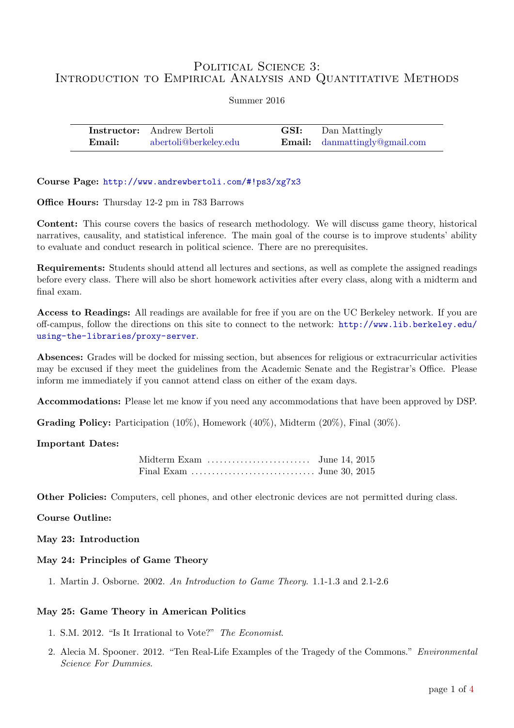# Political Science 3:
# Introduction to Empirical Analysis and Quantitative Methods

Summer 2016

| **Instructor:** | Andrew Bertoli | **GSI:** | Dan Mattingly |
|---|---|---|---|
| **Email:** | abertoli@berkeley.edu | **Email:** | danmattingly@gmail.com |

**Course Page:** `http://www.andrewbertoli.com/#!ps3/xg7x3`

**Office Hours:** Thursday 12-2 pm in 783 Barrows

**Content:** This course covers the basics of research methodology. We will discuss game theory, historical narratives, causality, and statistical inference. The main goal of the course is to improve students' ability to evaluate and conduct research in political science. There are no prerequisites.

**Requirements:** Students should attend all lectures and sections, as well as complete the assigned readings before every class. There will also be short homework activities after every class, along with a midterm and final exam.

**Access to Readings:** All readings are available for free if you are on the UC Berkeley network. If you are off-campus, follow the directions on this site to connect to the network: `http://www.lib.berkeley.edu/using-the-libraries/proxy-server`.

**Absences:** Grades will be docked for missing section, but absences for religious or extracurricular activities may be excused if they meet the guidelines from the Academic Senate and the Registrar's Office. Please inform me immediately if you cannot attend class on either of the exam days.

**Accommodations:** Please let me know if you need any accommodations that have been approved by DSP.

**Grading Policy:** Participation (10%), Homework (40%), Midterm (20%), Final (30%).

**Important Dates:**

Midterm Exam ......................... June 14, 2015
Final Exam .............................. June 30, 2015

**Other Policies:** Computers, cell phones, and other electronic devices are not permitted during class.

**Course Outline:**

**May 23: Introduction**

**May 24: Principles of Game Theory**

1. Martin J. Osborne. 2002. *An Introduction to Game Theory*. 1.1-1.3 and 2.1-2.6

**May 25: Game Theory in American Politics**

1. S.M. 2012. "Is It Irrational to Vote?" *The Economist*.
2. Alecia M. Spooner. 2012. "Ten Real-Life Examples of the Tragedy of the Commons." *Environmental Science For Dummies*.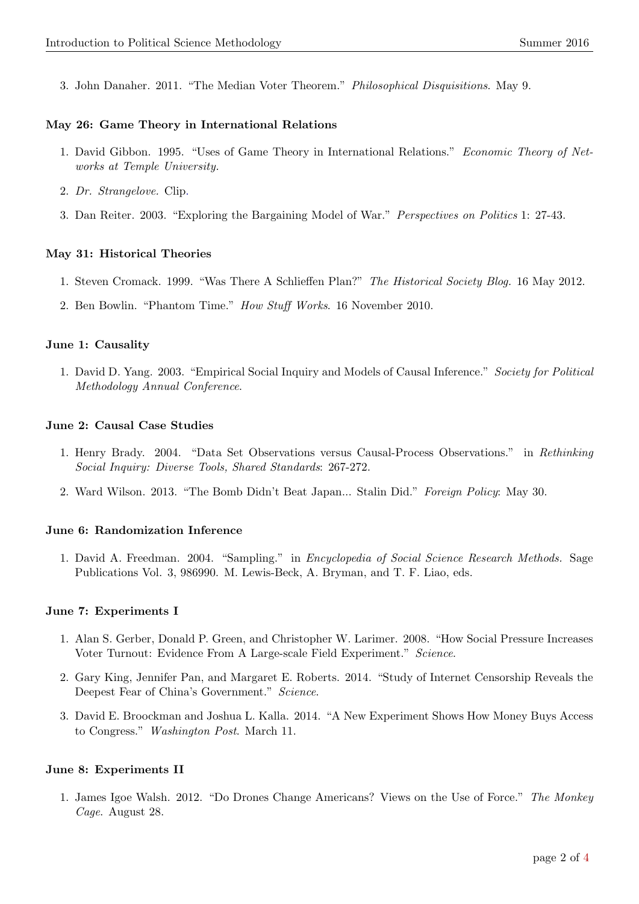3. John Danaher. 2011. "The Median Voter Theorem." *Philosophical Disquisitions*. May 9.

### May 26: Game Theory in International Relations

1. David Gibbon. 1995. "Uses of Game Theory in International Relations." *Economic Theory of Networks at Temple University*.
2. *Dr. Strangelove*. Clip.
3. Dan Reiter. 2003. "Exploring the Bargaining Model of War." *Perspectives on Politics* 1: 27-43.

### May 31: Historical Theories

1. Steven Cromack. 1999. "Was There A Schlieffen Plan?" *The Historical Society Blog*. 16 May 2012.
2. Ben Bowlin. "Phantom Time." *How Stuff Works*. 16 November 2010.

### June 1: Causality

1. David D. Yang. 2003. "Empirical Social Inquiry and Models of Causal Inference." *Society for Political Methodology Annual Conference*.

### June 2: Causal Case Studies

1. Henry Brady. 2004. "Data Set Observations versus Causal-Process Observations." in *Rethinking Social Inquiry: Diverse Tools, Shared Standards*: 267-272.
2. Ward Wilson. 2013. "The Bomb Didn't Beat Japan... Stalin Did." *Foreign Policy*: May 30.

### June 6: Randomization Inference

1. David A. Freedman. 2004. "Sampling." in *Encyclopedia of Social Science Research Methods*. Sage Publications Vol. 3, 986990. M. Lewis-Beck, A. Bryman, and T. F. Liao, eds.

### June 7: Experiments I

1. Alan S. Gerber, Donald P. Green, and Christopher W. Larimer. 2008. "How Social Pressure Increases Voter Turnout: Evidence From A Large-scale Field Experiment." *Science*.
2. Gary King, Jennifer Pan, and Margaret E. Roberts. 2014. "Study of Internet Censorship Reveals the Deepest Fear of China's Government." *Science*.
3. David E. Broockman and Joshua L. Kalla. 2014. "A New Experiment Shows How Money Buys Access to Congress." *Washington Post*. March 11.

### June 8: Experiments II

1. James Igoe Walsh. 2012. "Do Drones Change Americans? Views on the Use of Force." *The Monkey Cage*. August 28.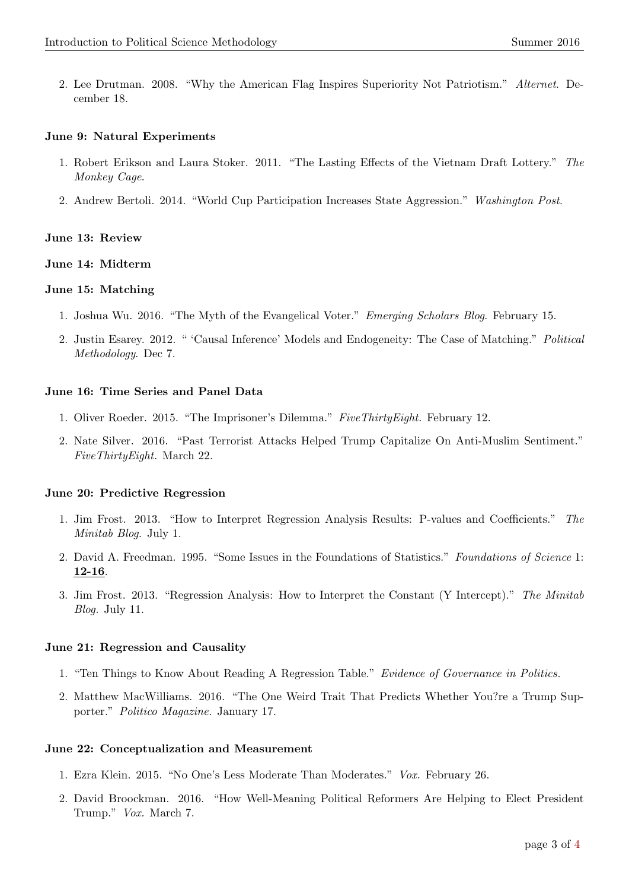2. Lee Drutman. 2008. "Why the American Flag Inspires Superiority Not Patriotism." *Alternet*. December 18.

**June 9: Natural Experiments**

1. Robert Erikson and Laura Stoker. 2011. "The Lasting Effects of the Vietnam Draft Lottery." *The Monkey Cage*.
2. Andrew Bertoli. 2014. "World Cup Participation Increases State Aggression." *Washington Post*.

**June 13: Review**

**June 14: Midterm**

**June 15: Matching**

1. Joshua Wu. 2016. "The Myth of the Evangelical Voter." *Emerging Scholars Blog*. February 15.
2. Justin Esarey. 2012. " 'Causal Inference' Models and Endogeneity: The Case of Matching." *Political Methodology*. Dec 7.

**June 16: Time Series and Panel Data**

1. Oliver Roeder. 2015. "The Imprisoner's Dilemma." *FiveThirtyEight.* February 12.
2. Nate Silver. 2016. "Past Terrorist Attacks Helped Trump Capitalize On Anti-Muslim Sentiment." *FiveThirtyEight.* March 22.

**June 20: Predictive Regression**

1. Jim Frost. 2013. "How to Interpret Regression Analysis Results: P-values and Coefficients." *The Minitab Blog.* July 1.
2. David A. Freedman. 1995. "Some Issues in the Foundations of Statistics." *Foundations of Science* 1: **12-16**.
3. Jim Frost. 2013. "Regression Analysis: How to Interpret the Constant (Y Intercept)." *The Minitab Blog.* July 11.

**June 21: Regression and Causality**

1. "Ten Things to Know About Reading A Regression Table." *Evidence of Governance in Politics.*
2. Matthew MacWilliams. 2016. "The One Weird Trait That Predicts Whether You?re a Trump Supporter." *Politico Magazine.* January 17.

**June 22: Conceptualization and Measurement**

1. Ezra Klein. 2015. "No One's Less Moderate Than Moderates." *Vox.* February 26.
2. David Broockman. 2016. "How Well-Meaning Political Reformers Are Helping to Elect President Trump." *Vox.* March 7.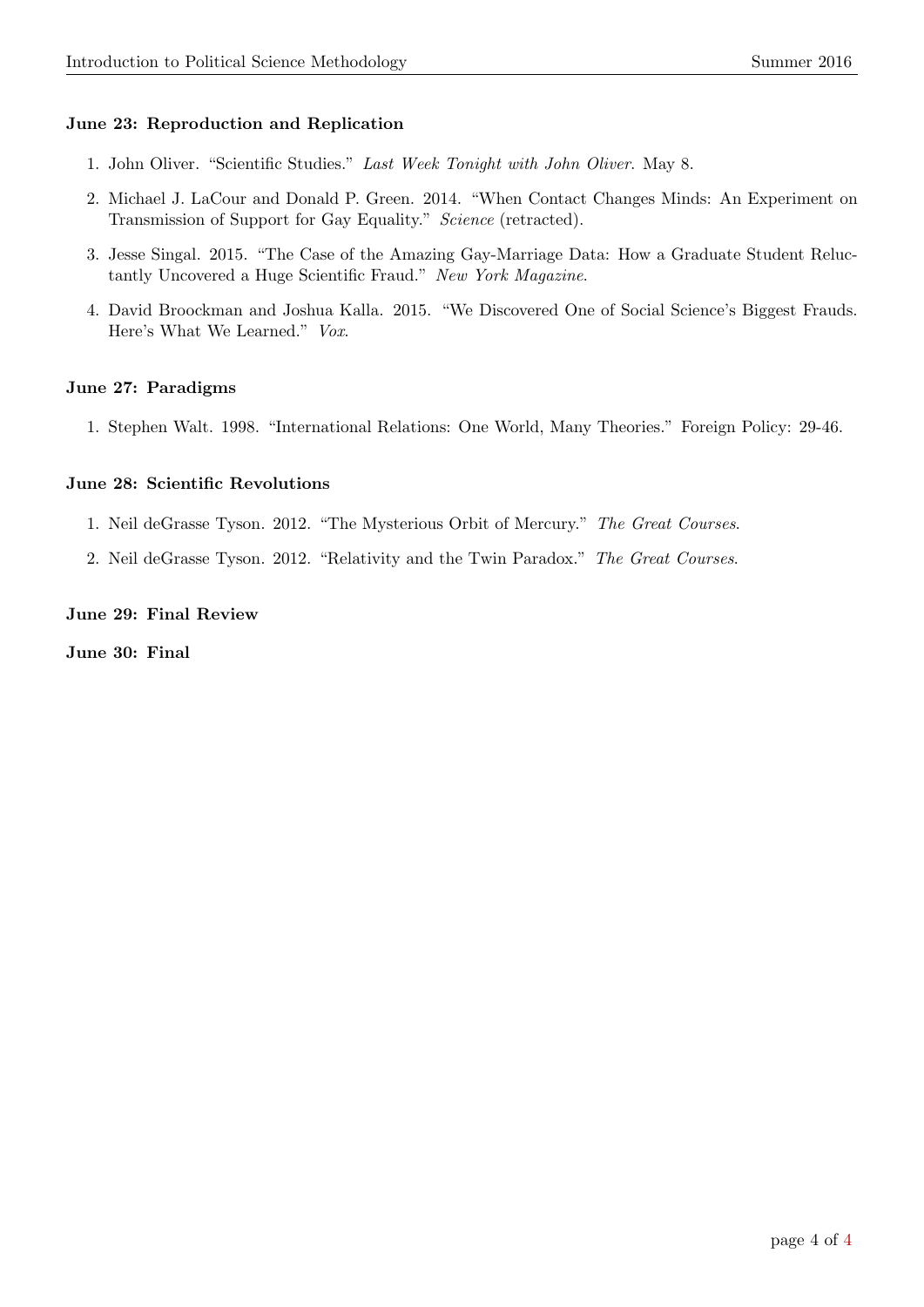### June 23: Reproduction and Replication

1. John Oliver. "Scientific Studies." *Last Week Tonight with John Oliver*. May 8.
2. Michael J. LaCour and Donald P. Green. 2014. "When Contact Changes Minds: An Experiment on Transmission of Support for Gay Equality." *Science* (retracted).
3. Jesse Singal. 2015. "The Case of the Amazing Gay-Marriage Data: How a Graduate Student Reluctantly Uncovered a Huge Scientific Fraud." *New York Magazine*.
4. David Broockman and Joshua Kalla. 2015. "We Discovered One of Social Science's Biggest Frauds. Here's What We Learned." *Vox*.

### June 27: Paradigms

1. Stephen Walt. 1998. "International Relations: One World, Many Theories." Foreign Policy: 29-46.

### June 28: Scientific Revolutions

1. Neil deGrasse Tyson. 2012. "The Mysterious Orbit of Mercury." *The Great Courses*.
2. Neil deGrasse Tyson. 2012. "Relativity and the Twin Paradox." *The Great Courses*.

### June 29: Final Review

### June 30: Final